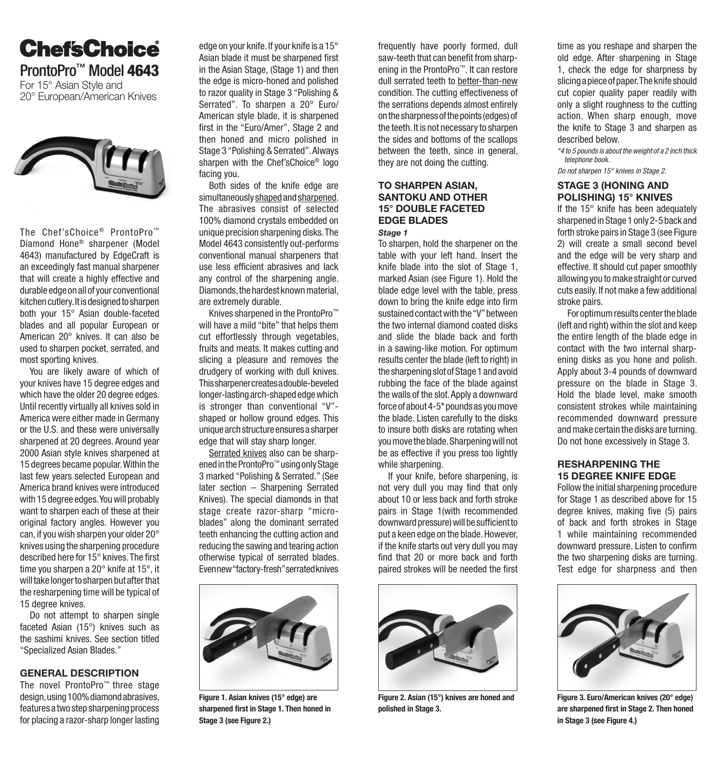# Chef'sChoice®

## ProntoPro™ Model 4643

For 15° Asian Style and 20° European/American Knives

The Chef'sChoice® ProntoPro™ Diamond Hone® sharpener (Model 4643) manufactured by EdgeCraft is an exceedingly fast manual sharpener that will create a highly effective and durable edge on all of your conventional kitchen cutlery. It is designed to sharpen both your 15° Asian double-faceted blades and all popular European or American 20° knives. It can also be used to sharpen pocket, serrated, and most sporting knives.

You are likely aware of which of your knives have 15 degree edges and which have the older 20 degree edges. Until recently virtually all knives sold in America were either made in Germany or the U.S. and these were universally sharpened at 20 degrees. Around year 2000 Asian style knives sharpened at 15 degrees became popular. Within the last few years selected European and America brand knives were introduced with 15 degree edges. You will probably want to sharpen each of these at their original factory angles. However you can, if you wish sharpen your older 20° knives using the sharpening procedure described here for 15° knives. The first time you sharpen a 20° knife at 15°, it will take longer to sharpen but after that the resharpening time will be typical of 15 degree knives.

Do not attempt to sharpen single faceted Asian (15°) knives such as the sashimi knives. See section titled "Specialized Asian Blades."

### GENERAL DESCRIPTION

The novel ProntoPro™ three stage design, using 100% diamond abrasives, features a two step sharpening process for placing a razor-sharp longer lasting edge on your knife. If your knife is a 15° Asian blade it must be sharpened first in the Asian Stage, (Stage 1) and then the edge is micro-honed and polished to razor quality in Stage 3 "Polishing & Serrated". To sharpen a 20° Euro/American style blade, it is sharpened first in the "Euro/Amer", Stage 2 and then honed and micro polished in Stage 3 "Polishing & Serrated". Always sharpen with the Chef'sChoice® logo facing you.

Both sides of the knife edge are simultaneously shaped and sharpened. The abrasives consist of selected 100% diamond crystals embedded on unique precision sharpening disks. The Model 4643 consistently out-performs conventional manual sharpeners that use less efficient abrasives and lack any control of the sharpening angle. Diamonds, the hardest known material, are extremely durable.

Knives sharpened in the ProntoPro™ will have a mild "bite" that helps them cut effortlessly through vegetables, fruits and meats. It makes cutting and slicing a pleasure and removes the drudgery of working with dull knives. This sharpener creates a double-beveled longer-lasting arch-shaped edge which is stronger than conventional "V"-shaped or hollow ground edges. This unique arch structure ensures a sharper edge that will stay sharp longer.

Serrated knives also can be sharpened in the ProntoPro™ using only Stage 3 marked "Polishing & Serrated." (See later section – Sharpening Serrated Knives). The special diamonds in that stage create razor-sharp "micro-blades" along the dominant serrated teeth enhancing the cutting action and reducing the sawing and tearing action otherwise typical of serrated blades. Even new "factory-fresh" serrated knives frequently have poorly formed, dull saw-teeth that can benefit from sharpening in the ProntoPro™. It can restore dull serrated teeth to better-than-new condition. The cutting effectiveness of the serrations depends almost entirely on the sharpness of the points (edges) of the teeth. It is not necessary to sharpen the sides and bottoms of the scallops between the teeth, since in general, they are not doing the cutting.

**Figure 1. Asian knives (15° edge) are sharpened first in Stage 1. Then honed in Stage 3 (see Figure 2.)**

### TO SHARPEN ASIAN, SANTOKU AND OTHER 15° DOUBLE FACETED EDGE BLADES

***Stage 1***

To sharpen, hold the sharpener on the table with your left hand. Insert the knife blade into the slot of Stage 1, marked Asian (see Figure 1). Hold the blade edge level with the table, press down to bring the knife edge into firm sustained contact with the "V" between the two internal diamond coated disks and slide the blade back and forth in a sawing-like motion. For optimum results center the blade (left to right) in the sharpening slot of Stage 1 and avoid rubbing the face of the blade against the walls of the slot. Apply a downward force of about 4-5* pounds as you move the blade. Listen carefully to the disks to insure both disks are rotating when you move the blade. Sharpening will not be as effective if you press too lightly while sharpening.

If your knife, before sharpening, is not very dull you may find that only about 10 or less back and forth stroke pairs in Stage 1(with recommended downward pressure) will be sufficient to put a keen edge on the blade. However, if the knife starts out very dull you may find that 20 or more back and forth paired strokes will be needed the first time as you reshape and sharpen the old edge. After sharpening in Stage 1, check the edge for sharpness by slicing a piece of paper. The knife should cut copier quality paper readily with only a slight roughness to the cutting action. When sharp enough, move the knife to Stage 3 and sharpen as described below.

*\*4 to 5 pounds is about the weight of a 2 inch thick telephone book.*

*Do not sharpen 15° knives in Stage 2.*

**Figure 2. Asian (15°) knives are honed and polished in Stage 3.**

### STAGE 3 (HONING AND POLISHING) 15° KNIVES

If the 15° knife has been adequately sharpened in Stage 1 only 2-5 back and forth stroke pairs in Stage 3 (see Figure 2) will create a small second bevel and the edge will be very sharp and effective. It should cut paper smoothly allowing you to make straight or curved cuts easily. If not make a few additional stroke pairs.

For optimum results center the blade (left and right) within the slot and keep the entire length of the blade edge in contact with the two internal sharpening disks as you hone and polish. Apply about 3-4 pounds of downward pressure on the blade in Stage 3. Hold the blade level, make smooth consistent strokes while maintaining recommended downward pressure and make certain the disks are turning. Do not hone excessively in Stage 3.

### RESHARPENING THE 15 DEGREE KNIFE EDGE

Follow the initial sharpening procedure for Stage 1 as described above for 15 degree knives, making five (5) pairs of back and forth strokes in Stage 1 while maintaining recommended downward pressure. Listen to confirm the two sharpening disks are turning. Test edge for sharpness and then

**Figure 3. Euro/American knives (20° edge) are sharpened first in Stage 2. Then honed in Stage 3 (see Figure 4.)**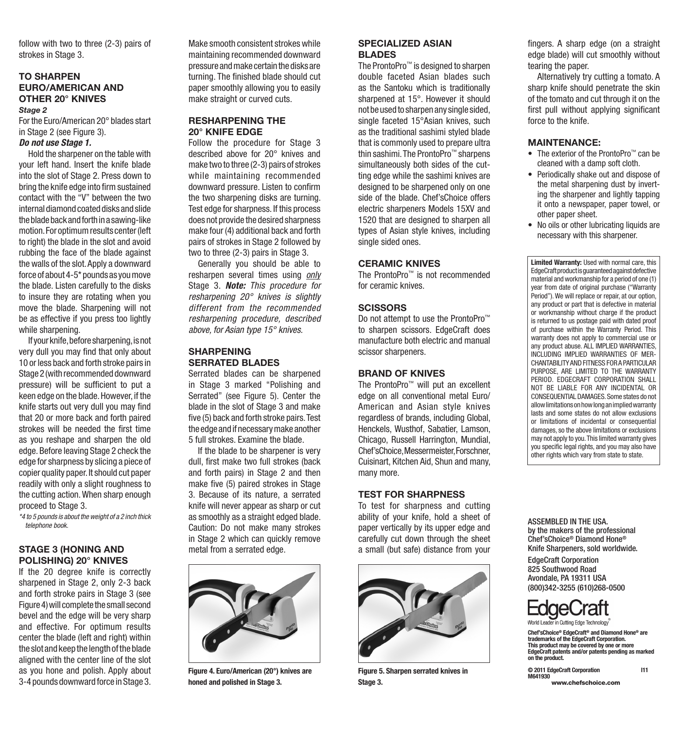follow with two to three (2-3) pairs of strokes in Stage 3.

### TO SHARPEN EURO/AMERICAN AND OTHER 20° KNIVES

***Stage 2***

For the Euro/American 20° blades start in Stage 2 (see Figure 3).

***Do not use Stage 1.***

Hold the sharpener on the table with your left hand. Insert the knife blade into the slot of Stage 2. Press down to bring the knife edge into firm sustained contact with the "V" between the two internal diamond coated disks and slide the blade back and forth in a sawing-like motion. For optimum results center (left to right) the blade in the slot and avoid rubbing the face of the blade against the walls of the slot. Apply a downward force of about 4-5* pounds as you move the blade. Listen carefully to the disks to insure they are rotating when you move the blade. Sharpening will not be as effective if you press too lightly while sharpening.

If your knife, before sharpening, is not very dull you may find that only about 10 or less back and forth stroke pairs in Stage 2 (with recommended downward pressure) will be sufficient to put a keen edge on the blade. However, if the knife starts out very dull you may find that 20 or more back and forth paired strokes will be needed the first time as you reshape and sharpen the old edge. Before leaving Stage 2 check the edge for sharpness by slicing a piece of copier quality paper. It should cut paper readily with only a slight roughness to the cutting action. When sharp enough proceed to Stage 3.

*\*4 to 5 pounds is about the weight of a 2 inch thick telephone book.*

### STAGE 3 (HONING AND POLISHING) 20° KNIVES

If the 20 degree knife is correctly sharpened in Stage 2, only 2-3 back and forth stroke pairs in Stage 3 (see Figure 4) will complete the small second bevel and the edge will be very sharp and effective. For optimum results center the blade (left and right) within the slot and keep the length of the blade aligned with the center line of the slot as you hone and polish. Apply about 3-4 pounds downward force in Stage 3. Make smooth consistent strokes while maintaining recommended downward pressure and make certain the disks are turning. The finished blade should cut paper smoothly allowing you to easily make straight or curved cuts.

### RESHARPENING THE 20° KNIFE EDGE

Follow the procedure for Stage 3 described above for 20° knives and make two to three (2-3) pairs of strokes while maintaining recommended downward pressure. Listen to confirm the two sharpening disks are turning. Test edge for sharpness. If this process does not provide the desired sharpness make four (4) additional back and forth pairs of strokes in Stage 2 followed by two to three (2-3) pairs in Stage 3.

Generally you should be able to resharpen several times using _only_ Stage 3. ***Note:*** *This procedure for resharpening 20° knives is slightly different from the recommended resharpening procedure, described above, for Asian type 15° knives.*

### SHARPENING SERRATED BLADES

Serrated blades can be sharpened in Stage 3 marked "Polishing and Serrated" (see Figure 5). Center the blade in the slot of Stage 3 and make five (5) back and forth stroke pairs. Test the edge and if necessary make another 5 full strokes. Examine the blade.

If the blade to be sharpener is very dull, first make two full strokes (back and forth pairs) in Stage 2 and then make five (5) paired strokes in Stage 3. Because of its nature, a serrated knife will never appear as sharp or cut as smoothly as a straight edged blade. Caution: Do not make many strokes in Stage 2 which can quickly remove metal from a serrated edge.

**Figure 4. Euro/American (20°) knives are honed and polished in Stage 3.**

### SPECIALIZED ASIAN BLADES

The ProntoPro™ is designed to sharpen double faceted Asian blades such as the Santoku which is traditionally sharpened at 15°. However it should not be used to sharpen any single sided, single faceted 15° Asian knives, such as the traditional sashimi styled blade that is commonly used to prepare ultra thin sashimi. The ProntoPro™ sharpens simultaneously both sides of the cutting edge while the sashimi knives are designed to be sharpened only on one side of the blade. Chef'sChoice offers electric sharpeners Models 15XV and 1520 that are designed to sharpen all types of Asian style knives, including single sided ones.

### CERAMIC KNIVES

The ProntoPro™ is not recommended for ceramic knives.

### SCISSORS

Do not attempt to use the ProntoPro™ to sharpen scissors. EdgeCraft does manufacture both electric and manual scissor sharpeners.

### BRAND OF KNIVES

The ProntoPro™ will put an excellent edge on all conventional metal Euro/American and Asian style knives regardless of brands, including Global, Henckels, Wusthof, Sabatier, Lamson, Chicago, Russell Harrington, Mundial, Chef'sChoice, Messermeister, Forschner, Cuisinart, Kitchen Aid, Shun and many, many more.

### TEST FOR SHARPNESS

To test for sharpness and cutting ability of your knife, hold a sheet of paper vertically by its upper edge and carefully cut down through the sheet a small (but safe) distance from your fingers. A sharp edge (on a straight edge blade) will cut smoothly without tearing the paper.

Alternatively try cutting a tomato. A sharp knife should penetrate the skin of the tomato and cut through it on the first pull without applying significant force to the knife.

**Figure 5. Sharpen serrated knives in Stage 3.**

### MAINTENANCE:

- The exterior of the ProntoPro™ can be cleaned with a damp soft cloth.
- Periodically shake out and dispose of the metal sharpening dust by inverting the sharpener and lightly tapping it onto a newspaper, paper towel, or other paper sheet.
- No oils or other lubricating liquids are necessary with this sharpener.

**Limited Warranty:** Used with normal care, this EdgeCraft product is guaranteed against defective material and workmanship for a period of one (1) year from date of original purchase ("Warranty Period"). We will replace or repair, at our option, any product or part that is defective in material or workmanship without charge if the product is returned to us postage paid with dated proof of purchase within the Warranty Period. This warranty does not apply to commercial use or any product abuse. ALL IMPLIED WARRANTIES, INCLUDING IMPLIED WARRANTIES OF MERCHANTABILITY AND FITNESS FOR A PARTICULAR PURPOSE, ARE LIMITED TO THE WARRANTY PERIOD. EDGECRAFT CORPORATION SHALL NOT BE LIABLE FOR ANY INCIDENTAL OR CONSEQUENTIAL DAMAGES. Some states do not allow limitations on how long an implied warranty lasts and some states do not allow exclusions or limitations of incidental or consequential damages, so the above limitations or exclusions may not apply to you. This limited warranty gives you specific legal rights, and you may also have other rights which vary from state to state.

ASSEMBLED IN THE USA.
by the makers of the professional Chef'sChoice® Diamond Hone® Knife Sharpeners, sold worldwide.

EdgeCraft Corporation
825 Southwood Road
Avondale, PA 19311 USA
(800)342-3255 (610)268-0500

EdgeCraft
World Leader in Cutting Edge Technology®

**Chef'sChoice® EdgeCraft® and Diamond Hone® are trademarks of the EdgeCraft Corporation. This product may be covered by one or more EdgeCraft patents and/or patents pending as marked on the product.**

**© 2011 EdgeCraft Corporation I11**
**M641930**
**www.chefschoice.com**